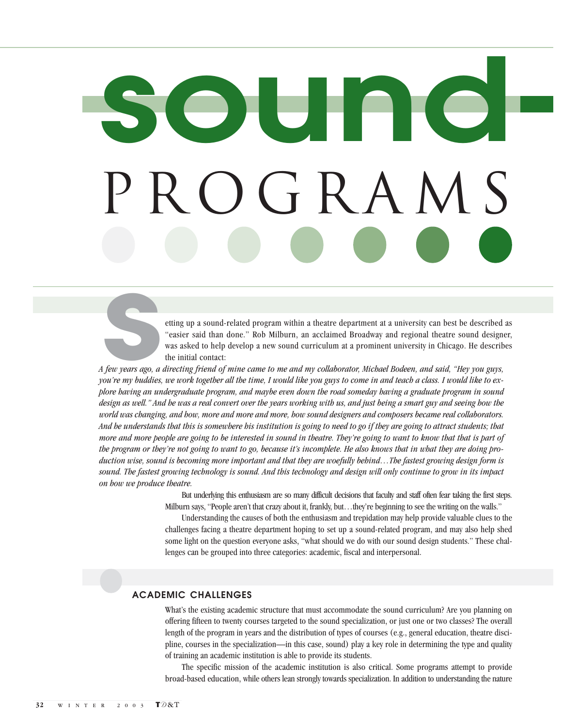# sound-PROGRAMS

Setting up a sound-related program within a theatre department at a university can best be described as "easier said than done." Rob Milburn, an acclaimed Broadway and regional theatre sound designer, was asked to help develop a new sound curriculum at a prominent university in Chicago. He describes the initial contact:

*A few years ago, a directing friend of mine came to me and my collaborator, Michael Bodeen, and said, "Hey you guys, you're my buddies, we work together all the time, I would like you guys to come in and teach a class. I would like to explore having an undergraduate program, and maybe even down the road someday having a graduate program in sound design as well." And he was a real convert over the years working with us, and just being a smart guy and seeing how the world was changing, and how, more and more and more, how sound designers and composers became real collaborators. And he understands that this is somewhere his institution is going to need to go if they are going to attract students; that more and more people are going to be interested in sound in theatre. They're going to want to know that that is part of the program or they're not going to want to go, because it's incomplete. He also knows that in what they are doing production wise, sound is becoming more important and that they are woefully behind…The fastest growing design form is sound. The fastest growing technology is sound. And this technology and design will only continue to grow in its impact on how we produce theatre.*

But underlying this enthusiasm are so many difficult decisions that faculty and staff often fear taking the first steps. Milburn says, "People aren't that crazy about it, frankly, but…they're beginning to see the writing on the walls."

Understanding the causes of both the enthusiasm and trepidation may help provide valuable clues to the challenges facing a theatre department hoping to set up a sound-related program, and may also help shed some light on the question everyone asks, "what should we do with our sound design students." These challenges can be grouped into three categories: academic, fiscal and interpersonal.

## ACADEMIC CHALLENGES

What's the existing academic structure that must accommodate the sound curriculum? Are you planning on offering fifteen to twenty courses targeted to the sound specialization, or just one or two classes? The overall length of the program in years and the distribution of types of courses (e.g., general education, theatre discipline, courses in the specialization—in this case, sound) play a key role in determining the type and quality of training an academic institution is able to provide its students.

The specific mission of the academic institution is also critical. Some programs attempt to provide broad-based education, while others lean strongly towards specialization. In addition to understanding the nature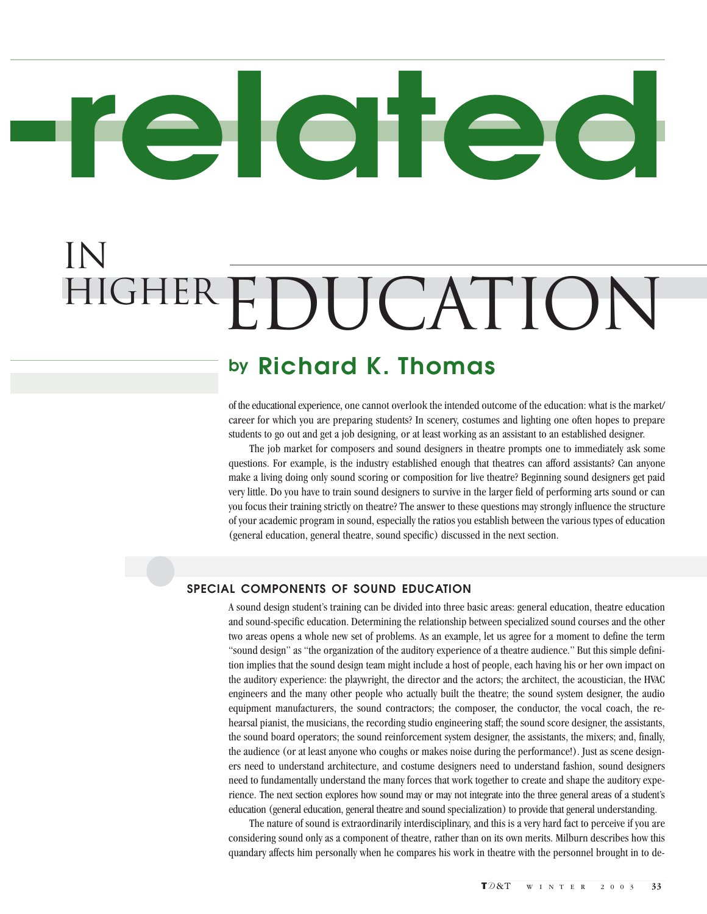# -related

# IN HIGHER EDUCATION

## by Richard K. Thomas

of the educational experience, one cannot overlook the intended outcome of the education: what is the market/career for which you are preparing students? In scenery, costumes and lighting one often hopes to prepare students to go out and get a job designing, or at least working as an assistant to an established designer.

The job market for composers and sound designers in theatre prompts one to immediately ask some questions. For example, is the industry established enough that theatres can afford assistants? Can anyone make a living doing only sound scoring or composition for live theatre? Beginning sound designers get paid very little. Do you have to train sound designers to survive in the larger field of performing arts sound or can you focus their training strictly on theatre? The answer to these questions may strongly influence the structure of your academic program in sound, especially the ratios you establish between the various types of education (general education, general theatre, sound specific) discussed in the next section.

### SPECIAL COMPONENTS OF SOUND EDUCATION

A sound design student's training can be divided into three basic areas: general education, theatre education and sound-specific education. Determining the relationship between specialized sound courses and the other two areas opens a whole new set of problems. As an example, let us agree for a moment to define the term "sound design" as "the organization of the auditory experience of a theatre audience." But this simple definition implies that the sound design team might include a host of people, each having his or her own impact on the auditory experience: the playwright, the director and the actors; the architect, the acoustician, the HVAC engineers and the many other people who actually built the theatre; the sound system designer, the audio equipment manufacturers, the sound contractors; the composer, the conductor, the vocal coach, the rehearsal pianist, the musicians, the recording studio engineering staff; the sound score designer, the assistants, the sound board operators; the sound reinforcement system designer, the assistants, the mixers; and, finally, the audience (or at least anyone who coughs or makes noise during the performance!). Just as scene designers need to understand architecture, and costume designers need to understand fashion, sound designers need to fundamentally understand the many forces that work together to create and shape the auditory experience. The next section explores how sound may or may not integrate into the three general areas of a student's education (general education, general theatre and sound specialization) to provide that general understanding.

The nature of sound is extraordinarily interdisciplinary, and this is a very hard fact to perceive if you are considering sound only as a component of theatre, rather than on its own merits. Milburn describes how this quandary affects him personally when he compares his work in theatre with the personnel brought in to de-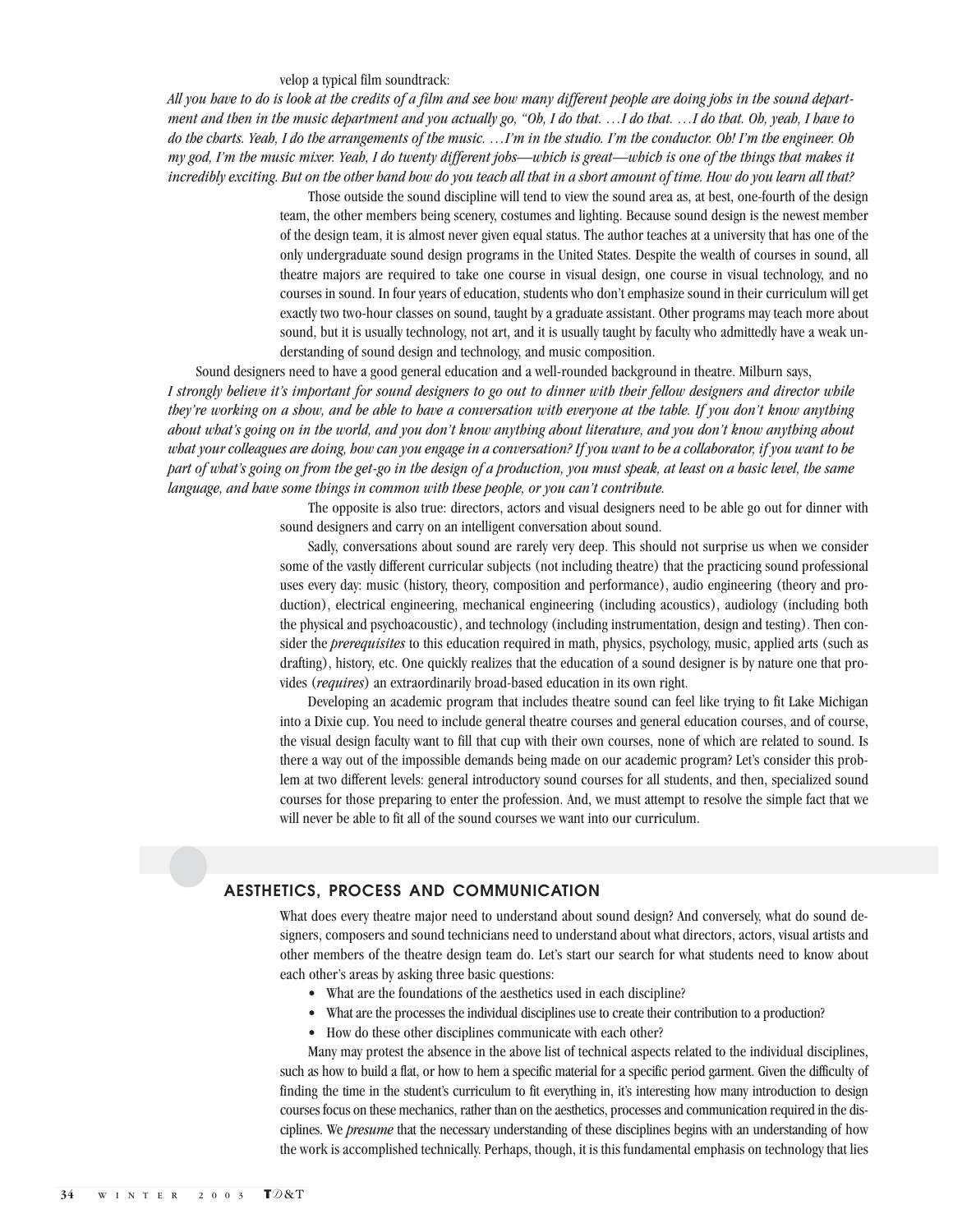velop a typical film soundtrack:

*All you have to do is look at the credits of a film and see how many different people are doing jobs in the sound department and then in the music department and you actually go, "Oh, I do that. …I do that. …I do that. Oh, yeah, I have to do the charts. Yeah, I do the arrangements of the music. …I'm in the studio. I'm the conductor. Oh! I'm the engineer. Oh my god, I'm the music mixer. Yeah, I do twenty different jobs—which is great—which is one of the things that makes it incredibly exciting. But on the other hand how do you teach all that in a short amount of time. How do you learn all that?*

Those outside the sound discipline will tend to view the sound area as, at best, one-fourth of the design team, the other members being scenery, costumes and lighting. Because sound design is the newest member of the design team, it is almost never given equal status. The author teaches at a university that has one of the only undergraduate sound design programs in the United States. Despite the wealth of courses in sound, all theatre majors are required to take one course in visual design, one course in visual technology, and no courses in sound. In four years of education, students who don't emphasize sound in their curriculum will get exactly two two-hour classes on sound, taught by a graduate assistant. Other programs may teach more about sound, but it is usually technology, not art, and it is usually taught by faculty who admittedly have a weak understanding of sound design and technology, and music composition.

Sound designers need to have a good general education and a well-rounded background in theatre. Milburn says,

*I strongly believe it's important for sound designers to go out to dinner with their fellow designers and director while they're working on a show, and be able to have a conversation with everyone at the table. If you don't know anything about what's going on in the world, and you don't know anything about literature, and you don't know anything about what your colleagues are doing, how can you engage in a conversation? If you want to be a collaborator, if you want to be part of what's going on from the get-go in the design of a production, you must speak, at least on a basic level, the same language, and have some things in common with these people, or you can't contribute.*

The opposite is also true: directors, actors and visual designers need to be able go out for dinner with sound designers and carry on an intelligent conversation about sound.

Sadly, conversations about sound are rarely very deep. This should not surprise us when we consider some of the vastly different curricular subjects (not including theatre) that the practicing sound professional uses every day: music (history, theory, composition and performance), audio engineering (theory and production), electrical engineering, mechanical engineering (including acoustics), audiology (including both the physical and psychoacoustic), and technology (including instrumentation, design and testing). Then consider the *prerequisites* to this education required in math, physics, psychology, music, applied arts (such as drafting), history, etc. One quickly realizes that the education of a sound designer is by nature one that provides (*requires*) an extraordinarily broad-based education in its own right.

Developing an academic program that includes theatre sound can feel like trying to fit Lake Michigan into a Dixie cup. You need to include general theatre courses and general education courses, and of course, the visual design faculty want to fill that cup with their own courses, none of which are related to sound. Is there a way out of the impossible demands being made on our academic program? Let's consider this problem at two different levels: general introductory sound courses for all students, and then, specialized sound courses for those preparing to enter the profession. And, we must attempt to resolve the simple fact that we will never be able to fit all of the sound courses we want into our curriculum.

## AESTHETICS, PROCESS AND COMMUNICATION

What does every theatre major need to understand about sound design? And conversely, what do sound designers, composers and sound technicians need to understand about what directors, actors, visual artists and other members of the theatre design team do. Let's start our search for what students need to know about each other's areas by asking three basic questions:

- What are the foundations of the aesthetics used in each discipline?
- What are the processes the individual disciplines use to create their contribution to a production?
- How do these other disciplines communicate with each other?

Many may protest the absence in the above list of technical aspects related to the individual disciplines, such as how to build a flat, or how to hem a specific material for a specific period garment. Given the difficulty of finding the time in the student's curriculum to fit everything in, it's interesting how many introduction to design courses focus on these mechanics, rather than on the aesthetics, processes and communication required in the disciplines. We *presume* that the necessary understanding of these disciplines begins with an understanding of how the work is accomplished technically. Perhaps, though, it is this fundamental emphasis on technology that lies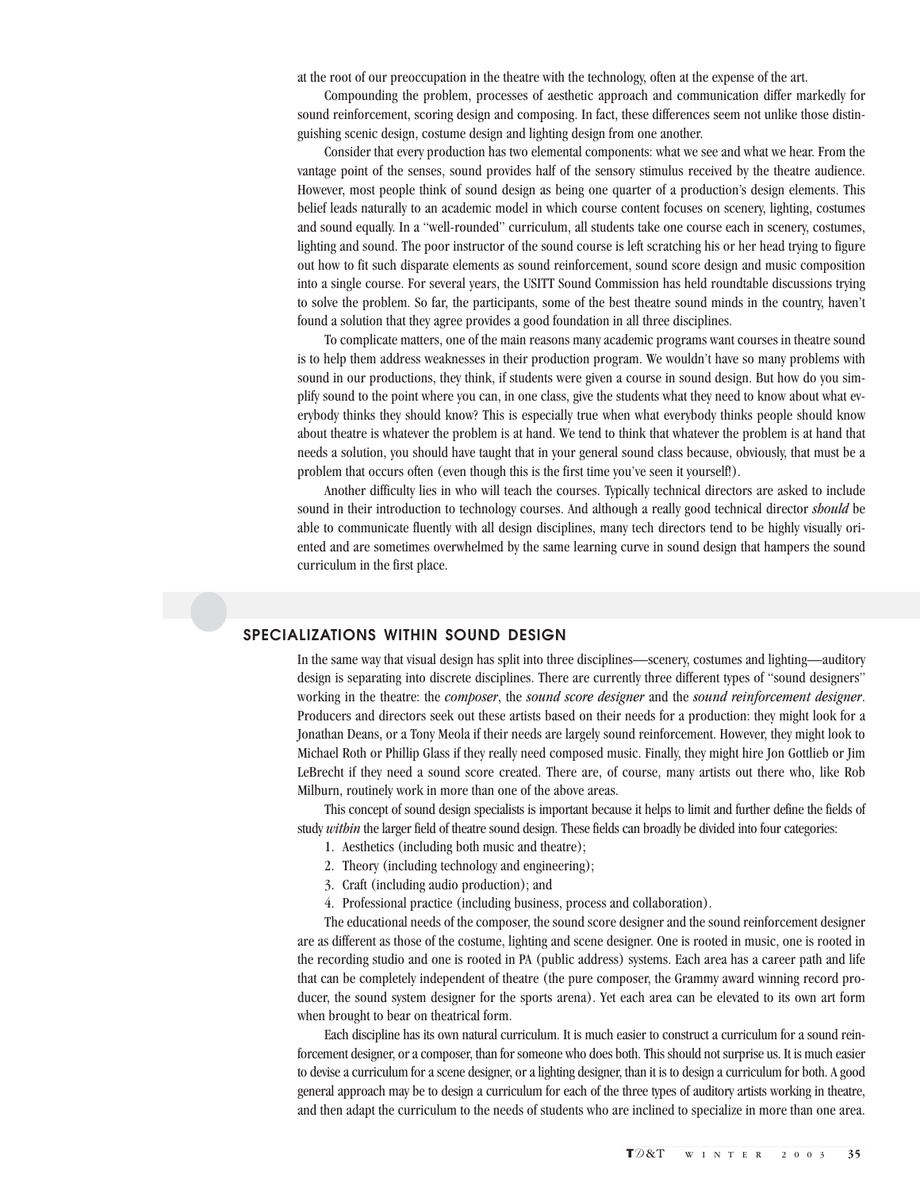at the root of our preoccupation in the theatre with the technology, often at the expense of the art.

Compounding the problem, processes of aesthetic approach and communication differ markedly for sound reinforcement, scoring design and composing. In fact, these differences seem not unlike those distinguishing scenic design, costume design and lighting design from one another.

Consider that every production has two elemental components: what we see and what we hear. From the vantage point of the senses, sound provides half of the sensory stimulus received by the theatre audience. However, most people think of sound design as being one quarter of a production's design elements. This belief leads naturally to an academic model in which course content focuses on scenery, lighting, costumes and sound equally. In a "well-rounded" curriculum, all students take one course each in scenery, costumes, lighting and sound. The poor instructor of the sound course is left scratching his or her head trying to figure out how to fit such disparate elements as sound reinforcement, sound score design and music composition into a single course. For several years, the USITT Sound Commission has held roundtable discussions trying to solve the problem. So far, the participants, some of the best theatre sound minds in the country, haven't found a solution that they agree provides a good foundation in all three disciplines.

To complicate matters, one of the main reasons many academic programs want courses in theatre sound is to help them address weaknesses in their production program. We wouldn't have so many problems with sound in our productions, they think, if students were given a course in sound design. But how do you simplify sound to the point where you can, in one class, give the students what they need to know about what everybody thinks they should know? This is especially true when what everybody thinks people should know about theatre is whatever the problem is at hand. We tend to think that whatever the problem is at hand that needs a solution, you should have taught that in your general sound class because, obviously, that must be a problem that occurs often (even though this is the first time you've seen it yourself!).

Another difficulty lies in who will teach the courses. Typically technical directors are asked to include sound in their introduction to technology courses. And although a really good technical director *should* be able to communicate fluently with all design disciplines, many tech directors tend to be highly visually oriented and are sometimes overwhelmed by the same learning curve in sound design that hampers the sound curriculum in the first place.

## SPECIALIZATIONS WITHIN SOUND DESIGN

In the same way that visual design has split into three disciplines—scenery, costumes and lighting—auditory design is separating into discrete disciplines. There are currently three different types of "sound designers" working in the theatre: the *composer*, the *sound score designer* and the *sound reinforcement designer*. Producers and directors seek out these artists based on their needs for a production: they might look for a Jonathan Deans, or a Tony Meola if their needs are largely sound reinforcement. However, they might look to Michael Roth or Phillip Glass if they really need composed music. Finally, they might hire Jon Gottlieb or Jim LeBrecht if they need a sound score created. There are, of course, many artists out there who, like Rob Milburn, routinely work in more than one of the above areas.

This concept of sound design specialists is important because it helps to limit and further define the fields of study *within* the larger field of theatre sound design. These fields can broadly be divided into four categories:

1. Aesthetics (including both music and theatre);
2. Theory (including technology and engineering);
3. Craft (including audio production); and
4. Professional practice (including business, process and collaboration).

The educational needs of the composer, the sound score designer and the sound reinforcement designer are as different as those of the costume, lighting and scene designer. One is rooted in music, one is rooted in the recording studio and one is rooted in PA (public address) systems. Each area has a career path and life that can be completely independent of theatre (the pure composer, the Grammy award winning record producer, the sound system designer for the sports arena). Yet each area can be elevated to its own art form when brought to bear on theatrical form.

Each discipline has its own natural curriculum. It is much easier to construct a curriculum for a sound reinforcement designer, or a composer, than for someone who does both. This should not surprise us. It is much easier to devise a curriculum for a scene designer, or a lighting designer, than it is to design a curriculum for both. A good general approach may be to design a curriculum for each of the three types of auditory artists working in theatre, and then adapt the curriculum to the needs of students who are inclined to specialize in more than one area.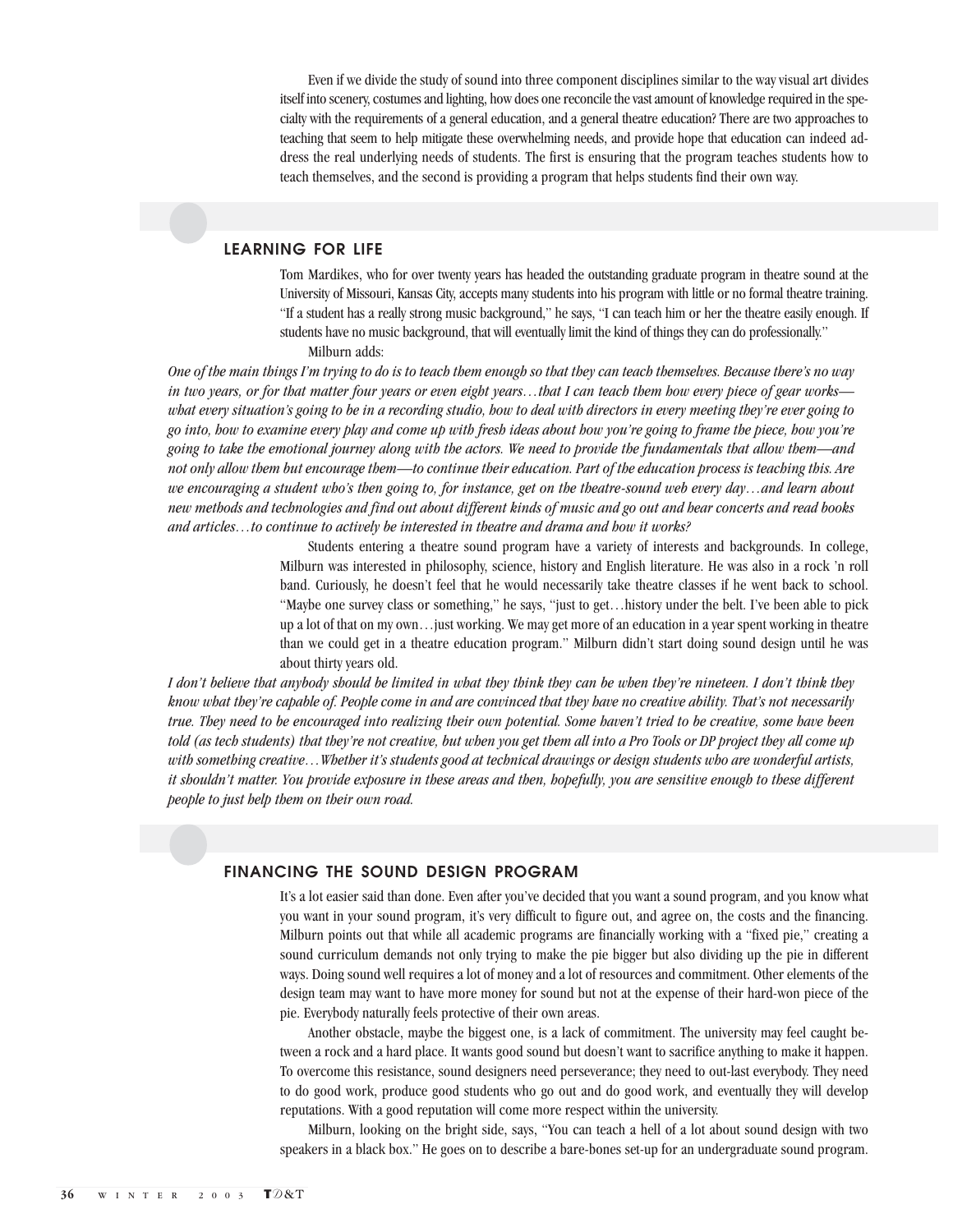Even if we divide the study of sound into three component disciplines similar to the way visual art divides itself into scenery, costumes and lighting, how does one reconcile the vast amount of knowledge required in the specialty with the requirements of a general education, and a general theatre education? There are two approaches to teaching that seem to help mitigate these overwhelming needs, and provide hope that education can indeed address the real underlying needs of students. The first is ensuring that the program teaches students how to teach themselves, and the second is providing a program that helps students find their own way.

## LEARNING FOR LIFE

Tom Mardikes, who for over twenty years has headed the outstanding graduate program in theatre sound at the University of Missouri, Kansas City, accepts many students into his program with little or no formal theatre training. "If a student has a really strong music background," he says, "I can teach him or her the theatre easily enough. If students have no music background, that will eventually limit the kind of things they can do professionally."

Milburn adds:

*One of the main things I'm trying to do is to teach them enough so that they can teach themselves. Because there's no way in two years, or for that matter four years or even eight years…that I can teach them how every piece of gear works—what every situation's going to be in a recording studio, how to deal with directors in every meeting they're ever going to go into, how to examine every play and come up with fresh ideas about how you're going to frame the piece, how you're going to take the emotional journey along with the actors. We need to provide the fundamentals that allow them—and not only allow them but encourage them—to continue their education. Part of the education process is teaching this. Are we encouraging a student who's then going to, for instance, get on the theatre-sound web every day…and learn about new methods and technologies and find out about different kinds of music and go out and hear concerts and read books and articles…to continue to actively be interested in theatre and drama and how it works?*

Students entering a theatre sound program have a variety of interests and backgrounds. In college, Milburn was interested in philosophy, science, history and English literature. He was also in a rock 'n roll band. Curiously, he doesn't feel that he would necessarily take theatre classes if he went back to school. "Maybe one survey class or something," he says, "just to get…history under the belt. I've been able to pick up a lot of that on my own…just working. We may get more of an education in a year spent working in theatre than we could get in a theatre education program." Milburn didn't start doing sound design until he was about thirty years old.

*I don't believe that anybody should be limited in what they think they can be when they're nineteen. I don't think they know what they're capable of. People come in and are convinced that they have no creative ability. That's not necessarily true. They need to be encouraged into realizing their own potential. Some haven't tried to be creative, some have been told (as tech students) that they're not creative, but when you get them all into a Pro Tools or DP project they all come up with something creative…Whether it's students good at technical drawings or design students who are wonderful artists, it shouldn't matter. You provide exposure in these areas and then, hopefully, you are sensitive enough to these different people to just help them on their own road.*

## FINANCING THE SOUND DESIGN PROGRAM

It's a lot easier said than done. Even after you've decided that you want a sound program, and you know what you want in your sound program, it's very difficult to figure out, and agree on, the costs and the financing. Milburn points out that while all academic programs are financially working with a "fixed pie," creating a sound curriculum demands not only trying to make the pie bigger but also dividing up the pie in different ways. Doing sound well requires a lot of money and a lot of resources and commitment. Other elements of the design team may want to have more money for sound but not at the expense of their hard-won piece of the pie. Everybody naturally feels protective of their own areas.

Another obstacle, maybe the biggest one, is a lack of commitment. The university may feel caught between a rock and a hard place. It wants good sound but doesn't want to sacrifice anything to make it happen. To overcome this resistance, sound designers need perseverance; they need to out-last everybody. They need to do good work, produce good students who go out and do good work, and eventually they will develop reputations. With a good reputation will come more respect within the university.

Milburn, looking on the bright side, says, "You can teach a hell of a lot about sound design with two speakers in a black box." He goes on to describe a bare-bones set-up for an undergraduate sound program.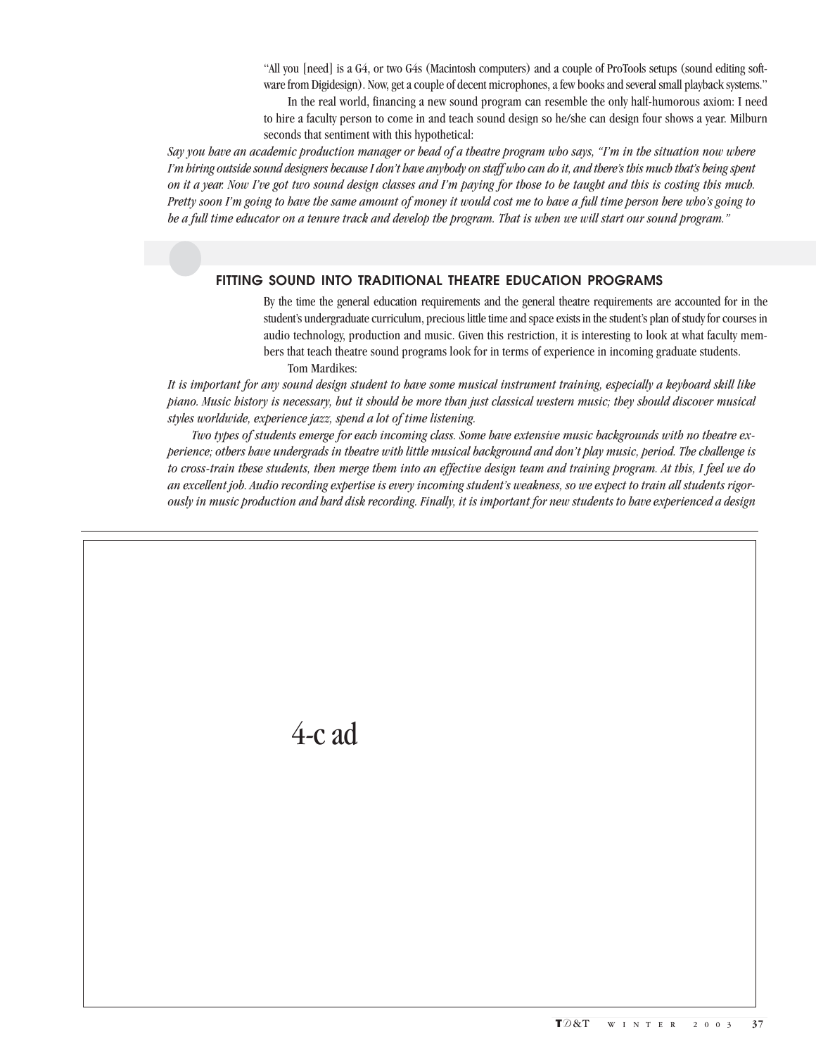"All you [need] is a G4, or two G4s (Macintosh computers) and a couple of ProTools setups (sound editing software from Digidesign). Now, get a couple of decent microphones, a few books and several small playback systems."

In the real world, financing a new sound program can resemble the only half-humorous axiom: I need to hire a faculty person to come in and teach sound design so he/she can design four shows a year. Milburn seconds that sentiment with this hypothetical:

*Say you have an academic production manager or head of a theatre program who says, "I'm in the situation now where I'm hiring outside sound designers because I don't have anybody on staff who can do it, and there's this much that's being spent on it a year. Now I've got two sound design classes and I'm paying for those to be taught and this is costing this much. Pretty soon I'm going to have the same amount of money it would cost me to have a full time person here who's going to be a full time educator on a tenure track and develop the program. That is when we will start our sound program."*

## FITTING SOUND INTO TRADITIONAL THEATRE EDUCATION PROGRAMS

By the time the general education requirements and the general theatre requirements are accounted for in the student's undergraduate curriculum, precious little time and space exists in the student's plan of study for courses in audio technology, production and music. Given this restriction, it is interesting to look at what faculty members that teach theatre sound programs look for in terms of experience in incoming graduate students.

Tom Mardikes:

*It is important for any sound design student to have some musical instrument training, especially a keyboard skill like piano. Music history is necessary, but it should be more than just classical western music; they should discover musical styles worldwide, experience jazz, spend a lot of time listening.*

*Two types of students emerge for each incoming class. Some have extensive music backgrounds with no theatre experience; others have undergrads in theatre with little musical background and don't play music, period. The challenge is to cross-train these students, then merge them into an effective design team and training program. At this, I feel we do an excellent job. Audio recording expertise is every incoming student's weakness, so we expect to train all students rigorously in music production and hard disk recording. Finally, it is important for new students to have experienced a design*

4-c ad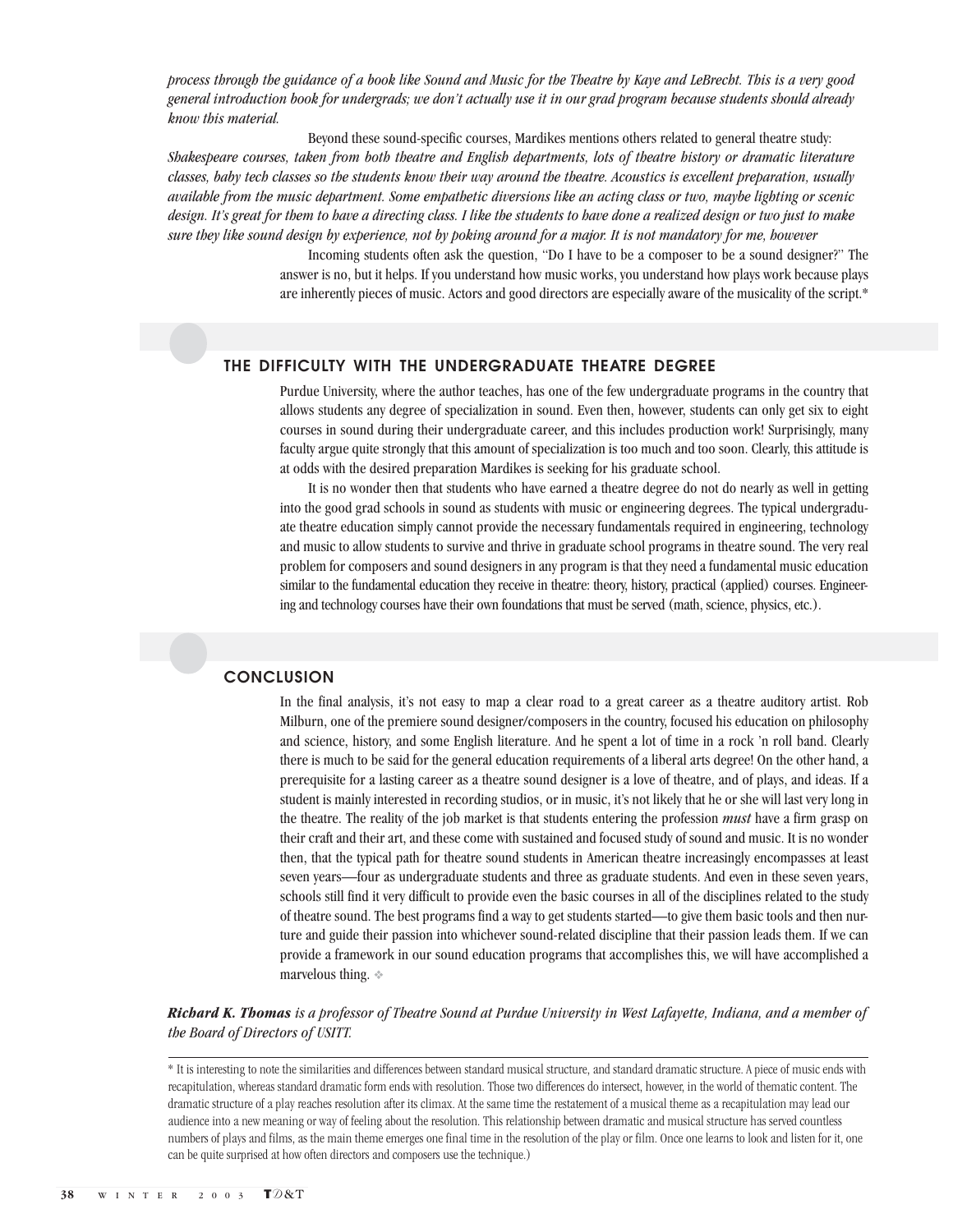*process through the guidance of a book like Sound and Music for the Theatre by Kaye and LeBrecht. This is a very good general introduction book for undergrads; we don't actually use it in our grad program because students should already know this material.*

Beyond these sound-specific courses, Mardikes mentions others related to general theatre study: *Shakespeare courses, taken from both theatre and English departments, lots of theatre history or dramatic literature classes, baby tech classes so the students know their way around the theatre. Acoustics is excellent preparation, usually available from the music department. Some empathetic diversions like an acting class or two, maybe lighting or scenic design. It's great for them to have a directing class. I like the students to have done a realized design or two just to make sure they like sound design by experience, not by poking around for a major. It is not mandatory for me, however*

Incoming students often ask the question, "Do I have to be a composer to be a sound designer?" The answer is no, but it helps. If you understand how music works, you understand how plays work because plays are inherently pieces of music. Actors and good directors are especially aware of the musicality of the script.*

## THE DIFFICULTY WITH THE UNDERGRADUATE THEATRE DEGREE

Purdue University, where the author teaches, has one of the few undergraduate programs in the country that allows students any degree of specialization in sound. Even then, however, students can only get six to eight courses in sound during their undergraduate career, and this includes production work! Surprisingly, many faculty argue quite strongly that this amount of specialization is too much and too soon. Clearly, this attitude is at odds with the desired preparation Mardikes is seeking for his graduate school.

It is no wonder then that students who have earned a theatre degree do not do nearly as well in getting into the good grad schools in sound as students with music or engineering degrees. The typical undergraduate theatre education simply cannot provide the necessary fundamentals required in engineering, technology and music to allow students to survive and thrive in graduate school programs in theatre sound. The very real problem for composers and sound designers in any program is that they need a fundamental music education similar to the fundamental education they receive in theatre: theory, history, practical (applied) courses. Engineering and technology courses have their own foundations that must be served (math, science, physics, etc.).

## CONCLUSION

In the final analysis, it's not easy to map a clear road to a great career as a theatre auditory artist. Rob Milburn, one of the premiere sound designer/composers in the country, focused his education on philosophy and science, history, and some English literature. And he spent a lot of time in a rock 'n roll band. Clearly there is much to be said for the general education requirements of a liberal arts degree! On the other hand, a prerequisite for a lasting career as a theatre sound designer is a love of theatre, and of plays, and ideas. If a student is mainly interested in recording studios, or in music, it's not likely that he or she will last very long in the theatre. The reality of the job market is that students entering the profession *must* have a firm grasp on their craft and their art, and these come with sustained and focused study of sound and music. It is no wonder then, that the typical path for theatre sound students in American theatre increasingly encompasses at least seven years—four as undergraduate students and three as graduate students. And even in these seven years, schools still find it very difficult to provide even the basic courses in all of the disciplines related to the study of theatre sound. The best programs find a way to get students started—to give them basic tools and then nurture and guide their passion into whichever sound-related discipline that their passion leads them. If we can provide a framework in our sound education programs that accomplishes this, we will have accomplished a marvelous thing. ❖

***Richard K. Thomas** is a professor of Theatre Sound at Purdue University in West Lafayette, Indiana, and a member of the Board of Directors of USITT.*

---

* It is interesting to note the similarities and differences between standard musical structure, and standard dramatic structure. A piece of music ends with recapitulation, whereas standard dramatic form ends with resolution. Those two differences do intersect, however, in the world of thematic content. The dramatic structure of a play reaches resolution after its climax. At the same time the restatement of a musical theme as a recapitulation may lead our audience into a new meaning or way of feeling about the resolution. This relationship between dramatic and musical structure has served countless numbers of plays and films, as the main theme emerges one final time in the resolution of the play or film. Once one learns to look and listen for it, one can be quite surprised at how often directors and composers use the technique.)